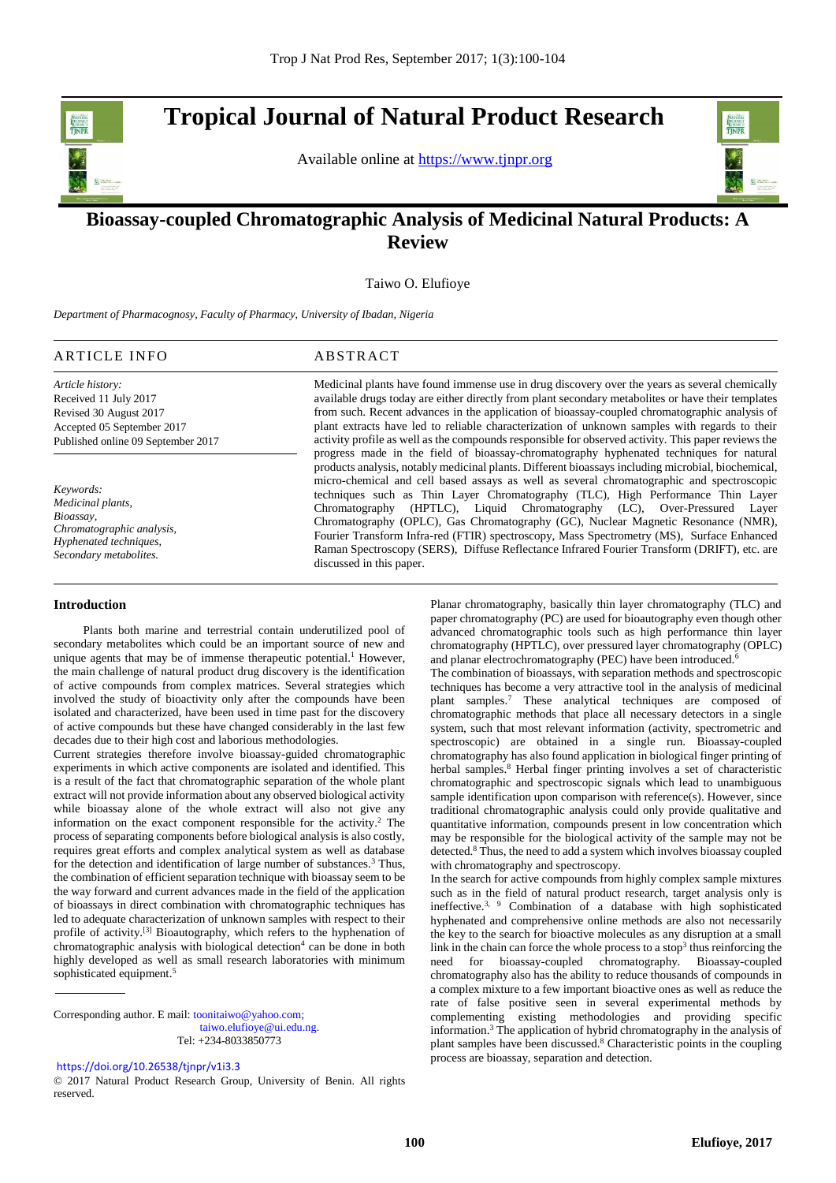# Tropical Journal of Natural Product Research

Available online at https://www.tjnpr.org

## Bioassay-coupled Chromatographic Analysis of Medicinal Natural Products: A Review

Taiwo O. Elufioye

*Department of Pharmacognosy, Faculty of Pharmacy, University of Ibadan, Nigeria*

### ARTICLE INFO

*Article history:*
Received 11 July 2017
Revised 30 August 2017
Accepted 05 September 2017
Published online 09 September 2017

*Keywords:*
*Medicinal plants,*
*Bioassay,*
*Chromatographic analysis,*
*Hyphenated techniques,*
*Secondary metabolites.*

### ABSTRACT

Medicinal plants have found immense use in drug discovery over the years as several chemically available drugs today are either directly from plant secondary metabolites or have their templates from such. Recent advances in the application of bioassay-coupled chromatographic analysis of plant extracts have led to reliable characterization of unknown samples with respect to their activity profile as well as the compounds responsible for observed activity. This paper reviews the progress made in the field of bioassay-chromatography hyphenated techniques for natural products analysis, notably medicinal plants. Different bioassays including microbial, biochemical, micro-chemical and cell based assays as well as several chromatographic and spectroscopic techniques such as Thin Layer Chromatography (TLC), High Performance Thin Layer Chromatography (HPTLC), Liquid Chromatography (LC), Over-Pressured Layer Chromatography (OPLC), Gas Chromatography (GC), Nuclear Magnetic Resonance (NMR), Fourier Transform Infra-red (FTIR) spectroscopy, Mass Spectrometry (MS), Surface Enhanced Raman Spectroscopy (SERS), Diffuse Reflectance Infrared Fourier Transform (DRIFT), etc. are discussed in this paper.

### Introduction

Plants both marine and terrestrial contain underutilized pool of secondary metabolites which could be an important source of new and unique agents that may be of immense therapeutic potential.[1] However, the main challenge of natural product drug discovery is the identification of active compounds from complex matrices. Several strategies which involved the study of bioactivity only after the compounds have been isolated and characterized, have been used in time past for the discovery of active compounds but these have changed considerably in the last few decades due to their high cost and laborious methodologies.

Current strategies therefore involve bioassay-guided chromatographic experiments in which active components are isolated and identified. This is a result of the fact that chromatographic separation of the whole plant extract will not provide information about any observed biological activity while bioassay alone of the whole extract will also not give any information on the exact component responsible for the activity.[2] The process of separating components before biological analysis is also costly, requires great efforts and complex analytical system as well as database for the detection and identification of large number of substances.[3] Thus, the combination of efficient separation technique with bioassay seem to be the way forward and current advances made in the field of the application of bioassays in direct combination with chromatographic techniques has led to adequate characterization of unknown samples with respect to their profile of activity.[3] Bioautography, which refers to the hyphenation of chromatographic analysis with biological detection[4] can be done in both highly developed as well as small research laboratories with minimum sophisticated equipment.[5]

Planar chromatography, basically thin layer chromatography (TLC) and paper chromatography (PC) are used for bioautography even though other advanced chromatographic tools such as high performance thin layer chromatography (HPTLC), over pressured layer chromatography (OPLC) and planar electrochromatography (PEC) have been introduced.[6]

The combination of bioassays, with separation methods and spectroscopic techniques has become a very attractive tool in the analysis of medicinal plant samples.[7] These analytical techniques are composed of chromatographic methods that place all necessary detectors in a single system, such that most relevant information (activity, spectrometric and spectroscopic) are obtained in a single run. Bioassay-coupled chromatography has also found application in biological finger printing of herbal samples.[8] Herbal finger printing involves a set of characteristic chromatographic and spectroscopic signals which lead to unambiguous sample identification upon comparison with reference(s). However, since traditional chromatographic analysis could only provide qualitative and quantitative information, compounds present in low concentration which may be responsible for the biological activity of the sample may not be detected.[8] Thus, the need to add a system which involves bioassay coupled with chromatography and spectroscopy.

In the search for active compounds from highly complex sample mixtures such as in the field of natural product research, target analysis only is ineffective.[3, 9] Combination of a database with high sophisticated hyphenated and comprehensive online methods are also not necessarily the key to the search for bioactive molecules as any disruption at a small link in the chain can force the whole process to a stop[3] thus reinforcing the need for bioassay-coupled chromatography. Bioassay-coupled chromatography also has the ability to reduce thousands of compounds in a complex mixture to a few important bioactive ones as well as reduce the rate of false positive seen in several experimental methods by complementing existing methodologies and providing specific information.[3] The application of hybrid chromatography in the analysis of plant samples have been discussed.[8] Characteristic points in the coupling process are bioassay, separation and detection.

---

Corresponding author. E mail: toonitaiwo@yahoo.com; taiwo.elufioye@ui.edu.ng.
Tel: +234-8033850773

https://doi.org/10.26538/tjnpr/v1i3.3

© 2017 Natural Product Research Group, University of Benin. All rights reserved.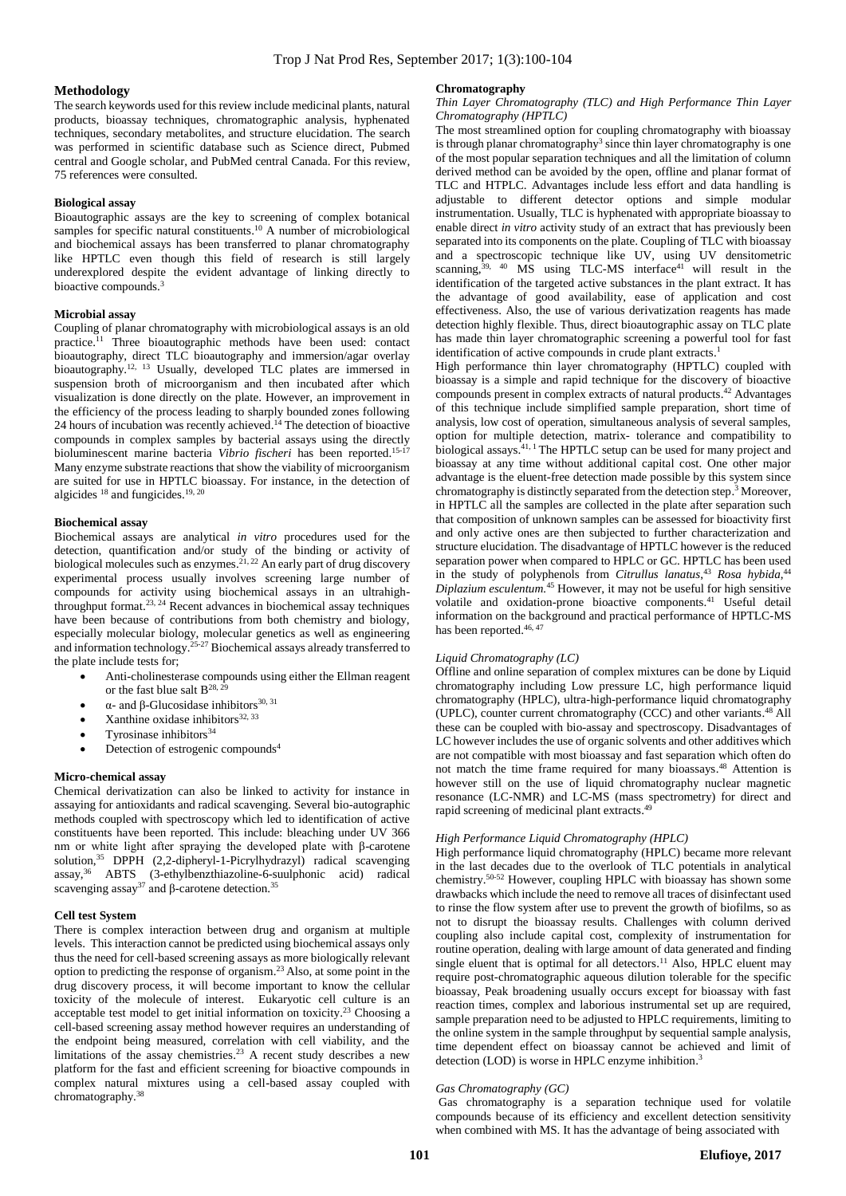## Methodology

The search keywords used for this review include medicinal plants, natural products, bioassay techniques, chromatographic analysis, hyphenated techniques, secondary metabolites, and structure elucidation. The search was performed in scientific database such as Science direct, Pubmed central and Google scholar, and PubMed central Canada. For this review, 75 references were consulted.

### Biological assay

Bioautographic assays are the key to screening of complex botanical samples for specific natural constituents.[10] A number of microbiological and biochemical assays has been transferred to planar chromatography like HPTLC even though this field of research is still largely underexplored despite the evident advantage of linking directly to bioactive compounds.[3]

### Microbial assay

Coupling of planar chromatography with microbiological assays is an old practice.[11] Three bioautographic methods have been used: contact bioautography, direct TLC bioautography and immersion/agar overlay bioautography.[12, 13] Usually, developed TLC plates are immersed in suspension broth of microorganism and then incubated after which visualization is done directly on the plate. However, an improvement in the efficiency of the process leading to sharply bounded zones following 24 hours of incubation was recently achieved.[14] The detection of bioactive compounds in complex samples by bacterial assays using the directly bioluminescent marine bacteria *Vibrio fischeri* has been reported.[15-17] Many enzyme substrate reactions that show the viability of microorganism are suited for use in HPTLC bioassay. For instance, in the detection of algicides [18] and fungicides.[19, 20]

### Biochemical assay

Biochemical assays are analytical *in vitro* procedures used for the detection, quantification and/or study of the binding or activity of biological molecules such as enzymes.[21, 22] An early part of drug discovery experimental process usually involves screening large number of compounds for activity using biochemical assays in an ultrahigh-throughput format.[23, 24] Recent advances in biochemical assay techniques have been because of contributions from both chemistry and biology, especially molecular biology, molecular genetics as well as engineering and information technology.[25-27] Biochemical assays already transferred to the plate include tests for;

- Anti-cholinesterase compounds using either the Ellman reagent or the fast blue salt B[28, 29]
- α- and β-Glucosidase inhibitors[30, 31]
- Xanthine oxidase inhibitors[32, 33]
- Tyrosinase inhibitors[34]
- Detection of estrogenic compounds[4]

### Micro-chemical assay

Chemical derivatization can also be linked to activity for instance in assaying for antioxidants and radical scavenging. Several bio-autographic methods coupled with spectroscopy which led to identification of active constituents have been reported. This include: bleaching under UV 366 nm or white light after spraying the developed plate with β-carotene solution,[35] DPPH (2,2-dipheryl-1-Picrylhydrazyl) radical scavenging assay,[36] ABTS (3-ethylbenzthiazoline-6-suulphonic acid) radical scavenging assay[37] and β-carotene detection.[35]

### Cell test System

There is complex interaction between drug and organism at multiple levels. This interaction cannot be predicted using biochemical assays only thus the need for cell-based screening assays as more biologically relevant option to predicting the response of organism.[23] Also, at some point in the drug discovery process, it will become important to know the cellular toxicity of the molecule of interest. Eukaryotic cell culture is an acceptable test model to get initial information on toxicity.[23] Choosing a cell-based screening assay method however requires an understanding of the endpoint being measured, correlation with cell viability, and the limitations of the assay chemistries.[23] A recent study describes a new platform for the fast and efficient screening for bioactive compounds in complex natural mixtures using a cell-based assay coupled with chromatography.[38]

### Chromatography

#### *Thin Layer Chromatography (TLC) and High Performance Thin Layer Chromatography (HPTLC)*

The most streamlined option for coupling chromatography with bioassay is through planar chromatography[3] since thin layer chromatography is one of the most popular separation techniques and all the limitation of column derived method can be avoided by the open, offline and planar format of TLC and HTPLC. Advantages include less effort and data handling is adjustable to different detector options and simple modular instrumentation. Usually, TLC is hyphenated with appropriate bioassay to enable direct *in vitro* activity study of an extract that has previously been separated into its components on the plate. Coupling of TLC with bioassay and a spectroscopic technique like UV, using UV densitometric scanning,[39, 40] MS using TLC-MS interface[41] will result in the identification of the targeted active substances in the plant extract. It has the advantage of good availability, ease of application and cost effectiveness. Also, the use of various derivatization reagents has made detection highly flexible. Thus, direct bioautographic assay on TLC plate has made thin layer chromatographic screening a powerful tool for fast identification of active compounds in crude plant extracts.[1]

High performance thin layer chromatography (HPTLC) coupled with bioassay is a simple and rapid technique for the discovery of bioactive compounds present in complex extracts of natural products.[42] Advantages of this technique include simplified sample preparation, short time of analysis, low cost of operation, simultaneous analysis of several samples, option for multiple detection, matrix- tolerance and compatibility to biological assays.[41, 1] The HPTLC setup can be used for many project and bioassay at any time without additional capital cost. One other major advantage is the eluent-free detection made possible by this system since chromatography is distinctly separated from the detection step.[3] Moreover, in HPTLC all the samples are collected in the plate after separation such that composition of unknown samples can be assessed for bioactivity first and only active ones are then subjected to further characterization and structure elucidation. The disadvantage of HPTLC however is the reduced separation power when compared to HPLC or GC. HPTLC has been used in the study of polyphenols from *Citrullus lanatus*,[43] *Rosa hybida*,[44] *Diplazium esculentum*.[45] However, it may not be useful for high sensitive volatile and oxidation-prone bioactive components.[41] Useful detail information on the background and practical performance of HPTLC-MS has been reported.[46, 47]

#### *Liquid Chromatography (LC)*

Offline and online separation of complex mixtures can be done by Liquid chromatography including Low pressure LC, high performance liquid chromatography (HPLC), ultra-high-performance liquid chromatography (UPLC), counter current chromatography (CCC) and other variants.[48] All these can be coupled with bio-assay and spectroscopy. Disadvantages of LC however includes the use of organic solvents and other additives which are not compatible with most bioassay and fast separation which often do not match the time frame required for many bioassays.[48] Attention is however still on the use of liquid chromatography nuclear magnetic resonance (LC-NMR) and LC-MS (mass spectrometry) for direct and rapid screening of medicinal plant extracts.[49]

#### *High Performance Liquid Chromatography (HPLC)*

High performance liquid chromatography (HPLC) became more relevant in the last decades due to the overlook of TLC potentials in analytical chemistry.[50-52] However, coupling HPLC with bioassay has shown some drawbacks which include the need to remove all traces of disinfectant used to rinse the flow system after use to prevent the growth of biofilms, so as not to disrupt the bioassay results. Challenges with column derived coupling also include capital cost, complexity of instrumentation for routine operation, dealing with large amount of data generated and finding single eluent that is optimal for all detectors.[11] Also, HPLC eluent may require post-chromatographic aqueous dilution tolerable for the specific bioassay, Peak broadening usually occurs except for bioassay with fast reaction times, complex and laborious instrumental set up are required, sample preparation need to be adjusted to HPLC requirements, limiting to the online system in the sample throughput by sequential sample analysis, time dependent effect on bioassay cannot be achieved and limit of detection (LOD) is worse in HPLC enzyme inhibition.[3]

#### *Gas Chromatography (GC)*

Gas chromatography is a separation technique used for volatile compounds because of its efficiency and excellent detection sensitivity when combined with MS. It has the advantage of being associated with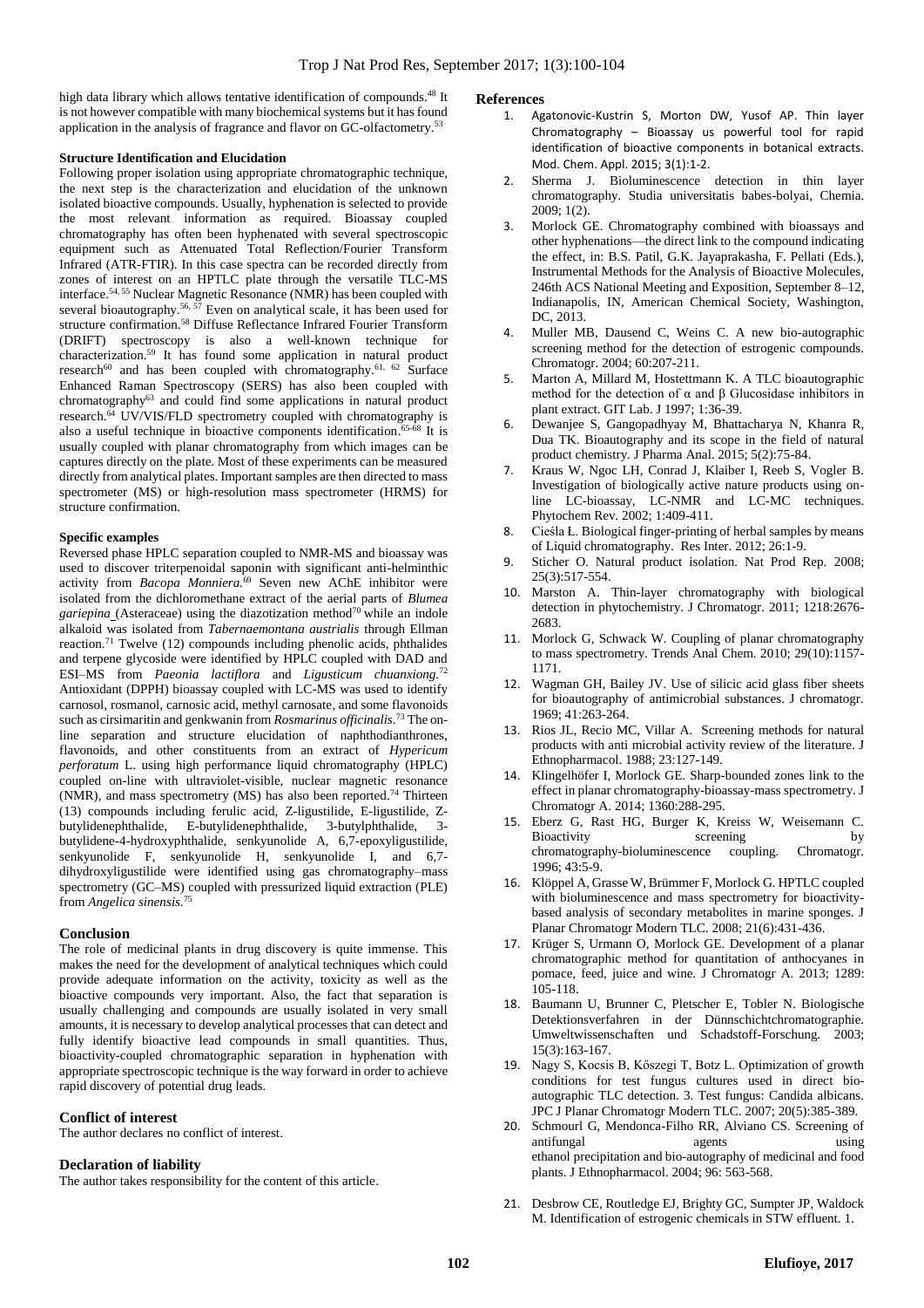high data library which allows tentative identification of compounds.[48] It is not however compatible with many biochemical systems but it has found application in the analysis of fragrance and flavor on GC-olfactometry.[53]

**Structure Identification and Elucidation**

Following proper isolation using appropriate chromatographic technique, the next step is the characterization and elucidation of the unknown isolated bioactive compounds. Usually, hyphenation is selected to provide the most relevant information as required. Bioassay coupled chromatography has often been hyphenated with several spectroscopic equipment such as Attenuated Total Reflection/Fourier Transform Infrared (ATR-FTIR). In this case spectra can be recorded directly from zones of interest on an HPTLC plate through the versatile TLC-MS interface.[54, 55] Nuclear Magnetic Resonance (NMR) has been coupled with several bioautography.[56, 57] Even on analytical scale, it has been used for structure confirmation.[58] Diffuse Reflectance Infrared Fourier Transform (DRIFT) spectroscopy is also a well-known technique for characterization.[59] It has found some application in natural product research[60] and has been coupled with chromatography.[61, 62] Surface Enhanced Raman Spectroscopy (SERS) has also been coupled with chromatography[63] and could find some applications in natural product research.[64] UV/VIS/FLD spectrometry coupled with chromatography is also a useful technique in bioactive components identification.[65-68] It is usually coupled with planar chromatography from which images can be captures directly on the plate. Most of these experiments can be measured directly from analytical plates. Important samples are then directed to mass spectrometer (MS) or high-resolution mass spectrometer (HRMS) for structure confirmation.

**Specific examples**

Reversed phase HPLC separation coupled to NMR-MS and bioassay was used to discover triterpenoidal saponin with significant anti-helminthic activity from *Bacopa Monniera.*[69] Seven new AChE inhibitor were isolated from the dichloromethane extract of the aerial parts of *Blumea gariepina* (Asteraceae) using the diazotization method[70] while an indole alkaloid was isolated from *Tabernaemontana austrialis* through Ellman reaction.[71] Twelve (12) compounds including phenolic acids, phthalides and terpene glycoside were identified by HPLC coupled with DAD and ESI–MS from *Paeonia lactiflora* and *Ligusticum chuanxiong*.[72] Antioxidant (DPPH) bioassay coupled with LC-MS was used to identify carnosol, rosmanol, carnosic acid, methyl carnosate, and some flavonoids such as cirsimaritin and genkwanin from *Rosmarinus officinalis*.[73] The on-line separation and structure elucidation of naphthodianthrones, flavonoids, and other constituents from an extract of *Hypericum perforatum* L. using high performance liquid chromatography (HPLC) coupled on-line with ultraviolet-visible, nuclear magnetic resonance (NMR), and mass spectrometry (MS) has also been reported.[74] Thirteen (13) compounds including ferulic acid, Z-ligustilide, E-ligustilide, Z-butylidenephthalide, E-butylidenephthalide, 3-butylphthalide, 3-butylidene-4-hydroxyphthalide, senkyunolide A, 6,7-epoxyligustilide, senkyunolide F, senkyunolide H, senkyunolide I, and 6,7-dihydroxyligustilide were identified using gas chromatography–mass spectrometry (GC–MS) coupled with pressurized liquid extraction (PLE) from *Angelica sinensis.*[75]

## Conclusion

The role of medicinal plants in drug discovery is quite immense. This makes the need for the development of analytical techniques which could provide adequate information on the activity, toxicity as well as the bioactive compounds very important. Also, the fact that separation is usually challenging and compounds are usually isolated in very small amounts, it is necessary to develop analytical processes that can detect and fully identify bioactive lead compounds in small quantities. Thus, bioactivity-coupled chromatographic separation in hyphenation with appropriate spectroscopic technique is the way forward in order to achieve rapid discovery of potential drug leads.

## Conflict of interest

The author declares no conflict of interest.

## Declaration of liability

The author takes responsibility for the content of this article.

## References

1. Agatonovic-Kustrin S, Morton DW, Yusof AP. Thin layer Chromatography – Bioassay us powerful tool for rapid identification of bioactive components in botanical extracts. Mod. Chem. Appl. 2015; 3(1):1-2.
2. Sherma J. Bioluminescence detection in thin layer chromatography. Studia universitatis babes-bolyai, Chemia. 2009; 1(2).
3. Morlock GE. Chromatography combined with bioassays and other hyphenations—the direct link to the compound indicating the effect, in: B.S. Patil, G.K. Jayaprakasha, F. Pellati (Eds.), Instrumental Methods for the Analysis of Bioactive Molecules, 246th ACS National Meeting and Exposition, September 8–12, Indianapolis, IN, American Chemical Society, Washington, DC, 2013.
4. Muller MB, Dausend C, Weins C. A new bio-autographic screening method for the detection of estrogenic compounds. Chromatogr. 2004; 60:207-211.
5. Marton A, Millard M, Hostettmann K. A TLC bioautographic method for the detection of α and β Glucosidase inhibitors in plant extract. GIT Lab. J 1997; 1:36-39.
6. Dewanjee S, Gangopadhyay M, Bhattacharya N, Khanra R, Dua TK. Bioautography and its scope in the field of natural product chemistry. J Pharma Anal. 2015; 5(2):75-84.
7. Kraus W, Ngoc LH, Conrad J, Klaiber I, Reeb S, Vogler B. Investigation of biologically active nature products using on-line LC-bioassay, LC-NMR and LC-MC techniques. Phytochem Rev. 2002; 1:409-411.
8. Cieśla Ł. Biological finger-printing of herbal samples by means of Liquid chromatography. Res Inter. 2012; 26:1-9.
9. Sticher O. Natural product isolation. Nat Prod Rep. 2008; 25(3):517-554.
10. Marston A. Thin-layer chromatography with biological detection in phytochemistry. J Chromatogr. 2011; 1218:2676-2683.
11. Morlock G, Schwack W. Coupling of planar chromatography to mass spectrometry. Trends Anal Chem. 2010; 29(10):1157-1171.
12. Wagman GH, Bailey JV. Use of silicic acid glass fiber sheets for bioautography of antimicrobial substances. J chromatogr. 1969; 41:263-264.
13. Rios JL, Recio MC, Villar A. Screening methods for natural products with anti microbial activity review of the literature. J Ethnopharmacol. 1988; 23:127-149.
14. Klingelhöfer I, Morlock GE. Sharp-bounded zones link to the effect in planar chromatography-bioassay-mass spectrometry. J Chromatogr A. 2014; 1360:288-295.
15. Eberz G, Rast HG, Burger K, Kreiss W, Weisemann C. Bioactivity screening by chromatography-bioluminescence coupling. Chromatogr. 1996; 43:5-9.
16. Klöppel A, Grasse W, Brümmer F, Morlock G. HPTLC coupled with bioluminescence and mass spectrometry for bioactivity-based analysis of secondary metabolites in marine sponges. J Planar Chromatogr Modern TLC. 2008; 21(6):431-436.
17. Krüger S, Urmann O, Morlock GE. Development of a planar chromatographic method for quantitation of anthocyanes in pomace, feed, juice and wine. J Chromatogr A. 2013; 1289: 105-118.
18. Baumann U, Brunner C, Pletscher E, Tobler N. Biologische Detektionsverfahren in der Dünnschichtchromatographie. Umweltwissenschaften und Schadstoff-Forschung. 2003; 15(3):163-167.
19. Nagy S, Kocsis B, Kőszegi T, Botz L. Optimization of growth conditions for test fungus cultures used in direct bio-autographic TLC detection. 3. Test fungus: Candida albicans. JPC J Planar Chromatogr Modern TLC. 2007; 20(5):385-389.
20. Schmourl G, Mendonca-Filho RR, Alviano CS. Screening of antifungal agents using ethanol precipitation and bio-autography of medicinal and food plants. J Ethnopharmacol. 2004; 96: 563-568.
21. Desbrow CE, Routledge EJ, Brighty GC, Sumpter JP, Waldock M. Identification of estrogenic chemicals in STW effluent. 1.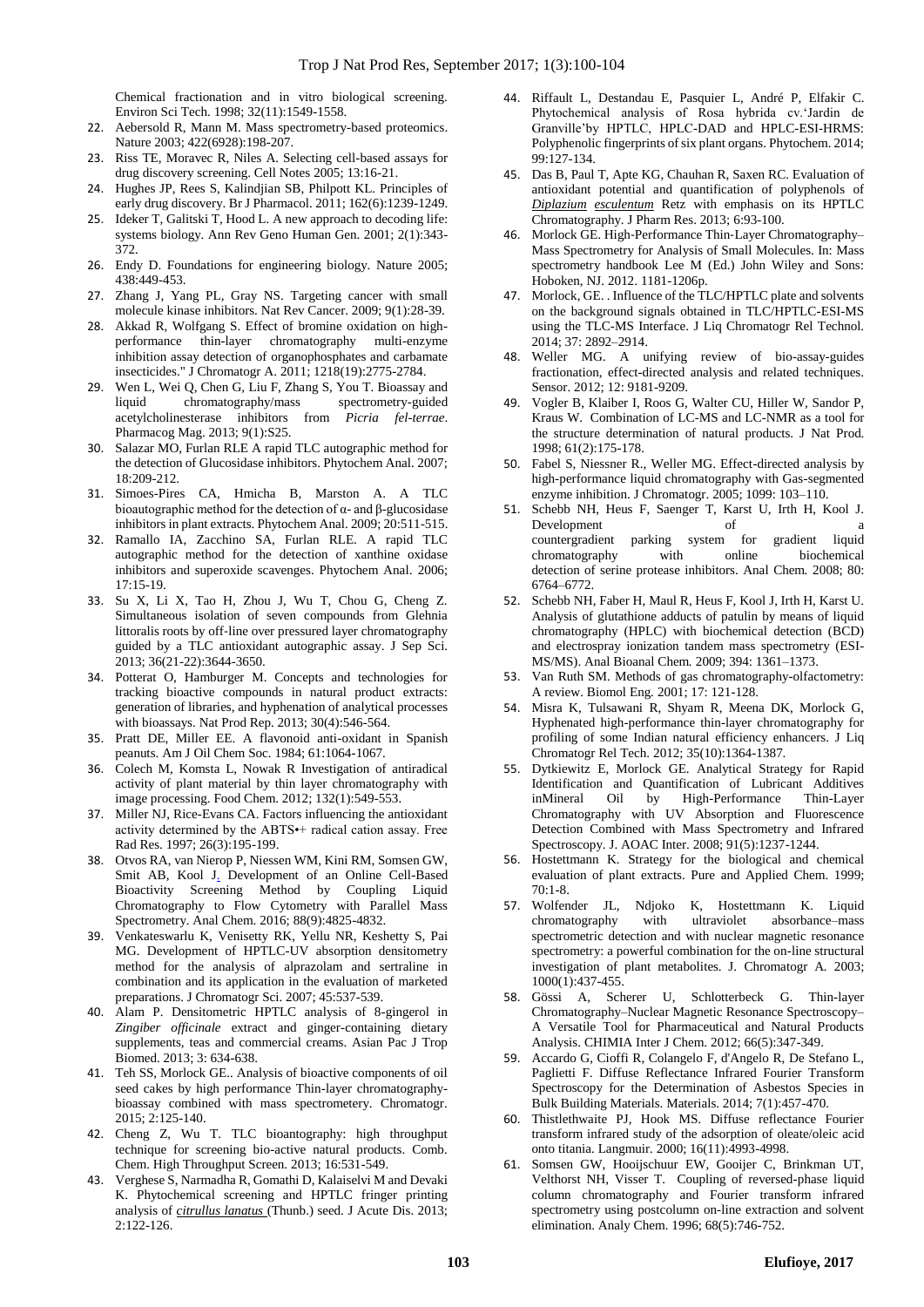Chemical fractionation and in vitro biological screening. Environ Sci Tech. 1998; 32(11):1549-1558.

22. Aebersold R, Mann M. Mass spectrometry-based proteomics. Nature 2003; 422(6928):198-207.
23. Riss TE, Moravec R, Niles A. Selecting cell-based assays for drug discovery screening. Cell Notes 2005; 13:16-21.
24. Hughes JP, Rees S, Kalindjian SB, Philpott KL. Principles of early drug discovery. Br J Pharmacol. 2011; 162(6):1239-1249.
25. Ideker T, Galitski T, Hood L. A new approach to decoding life: systems biology. Ann Rev Geno Human Gen. 2001; 2(1):343-372.
26. Endy D. Foundations for engineering biology. Nature 2005; 438:449-453.
27. Zhang J, Yang PL, Gray NS. Targeting cancer with small molecule kinase inhibitors. Nat Rev Cancer. 2009; 9(1):28-39.
28. Akkad R, Wolfgang S. Effect of bromine oxidation on high-performance thin-layer chromatography multi-enzyme inhibition assay detection of organophosphates and carbamate insecticides." J Chromatogr A. 2011; 1218(19):2775-2784.
29. Wen L, Wei Q, Chen G, Liu F, Zhang S, You T. Bioassay and liquid chromatography/mass spectrometry-guided acetylcholinesterase inhibitors from *Picria fel-terrae*. Pharmacog Mag. 2013; 9(1):S25.
30. Salazar MO, Furlan RLE A rapid TLC autographic method for the detection of Glucosidase inhibitors. Phytochem Anal. 2007; 18:209-212.
31. Simoes-Pires CA, Hmicha B, Marston A. A TLC bioautographic method for the detection of α- and β-glucosidase inhibitors in plant extracts. Phytochem Anal. 2009; 20:511-515.
32. Ramallo IA, Zacchino SA, Furlan RLE. A rapid TLC autographic method for the detection of xanthine oxidase inhibitors and superoxide scavenges. Phytochem Anal. 2006; 17:15-19.
33. Su X, Li X, Tao H, Zhou J, Wu T, Chou G, Cheng Z. Simultaneous isolation of seven compounds from Glehnia littoralis roots by off-line over pressured layer chromatography guided by a TLC antioxidant autographic assay. J Sep Sci. 2013; 36(21-22):3644-3650.
34. Potterat O, Hamburger M. Concepts and technologies for tracking bioactive compounds in natural product extracts: generation of libraries, and hyphenation of analytical processes with bioassays. Nat Prod Rep. 2013; 30(4):546-564.
35. Pratt DE, Miller EE. A flavonoid anti-oxidant in Spanish peanuts. Am J Oil Chem Soc. 1984; 61:1064-1067.
36. Colech M, Komsta L, Nowak R Investigation of antiradical activity of plant material by thin layer chromatography with image processing. Food Chem. 2012; 132(1):549-553.
37. Miller NJ, Rice-Evans CA. Factors influencing the antioxidant activity determined by the ABTS•+ radical cation assay. Free Rad Res. 1997; 26(3):195-199.
38. Otvos RA, van Nierop P, Niessen WM, Kini RM, Somsen GW, Smit AB, Kool J. Development of an Online Cell-Based Bioactivity Screening Method by Coupling Liquid Chromatography to Flow Cytometry with Parallel Mass Spectrometry. Anal Chem. 2016; 88(9):4825-4832.
39. Venkateswarlu K, Venisetty RK, Yellu NR, Keshetty S, Pai MG. Development of HPTLC-UV absorption densitometry method for the analysis of alprazolam and sertraline in combination and its application in the evaluation of marketed preparations. J Chromatogr Sci. 2007; 45:537-539.
40. Alam P. Densitometric HPTLC analysis of 8-gingerol in *Zingiber officinale* extract and ginger-containing dietary supplements, teas and commercial creams. Asian Pac J Trop Biomed. 2013; 3: 634-638.
41. Teh SS, Morlock GE.. Analysis of bioactive components of oil seed cakes by high performance Thin-layer chromatography-bioassay combined with mass spectrometery. Chromatogr. 2015; 2:125-140.
42. Cheng Z, Wu T. TLC bioantography: high throughput technique for screening bio-active natural products. Comb. Chem. High Throughput Screen. 2013; 16:531-549.
43. Verghese S, Narmadha R, Gomathi D, Kalaiselvi M and Devaki K. Phytochemical screening and HPTLC finger printing analysis of *citrullus lanatus* (Thunb.) seed. J Acute Dis. 2013; 2:122-126.
44. Riffault L, Destandau E, Pasquier L, André P, Elfakir C. Phytochemical analysis of Rosa hybrida cv.'Jardin de Granville'by HPTLC, HPLC-DAD and HPLC-ESI-HRMS: Polyphenolic fingerprints of six plant organs. Phytochem. 2014; 99:127-134.
45. Das B, Paul T, Apte KG, Chauhan R, Saxen RC. Evaluation of antioxidant potential and quantification of polyphenols of *Diplazium esculentum* Retz with emphasis on its HPTLC Chromatography. J Pharm Res. 2013; 6:93-100.
46. Morlock GE. High-Performance Thin-Layer Chromatography–Mass Spectrometry for Analysis of Small Molecules. In: Mass spectrometry handbook Lee M (Ed.) John Wiley and Sons: Hoboken, NJ. 2012. 1181-1206p.
47. Morlock, GE. . Influence of the TLC/HPTLC plate and solvents on the background signals obtained in TLC/HPTLC-ESI-MS using the TLC-MS Interface. J Liq Chromatogr Rel Technol. 2014; 37: 2892–2914.
48. Weller MG. A unifying review of bio-assay-guides fractionation, effect-directed analysis and related techniques. Sensor. 2012; 12: 9181-9209.
49. Vogler B, Klaiber I, Roos G, Walter CU, Hiller W, Sandor P, Kraus W. Combination of LC-MS and LC-NMR as a tool for the structure determination of natural products. J Nat Prod. 1998; 61(2):175-178.
50. Fabel S, Niessner R., Weller MG. Effect-directed analysis by high-performance liquid chromatography with Gas-segmented enzyme inhibition. J Chromatogr. 2005; 1099: 103–110.
51. Schebb NH, Heus F, Saenger T, Karst U, Irth H, Kool J. Development of a countergradient parking system for gradient liquid chromatography with online biochemical detection of serine protease inhibitors. Anal Chem. 2008; 80: 6764–6772.
52. Schebb NH, Faber H, Maul R, Heus F, Kool J, Irth H, Karst U. Analysis of glutathione adducts of patulin by means of liquid chromatography (HPLC) with biochemical detection (BCD) and electrospray ionization tandem mass spectrometry (ESI-MS/MS). Anal Bioanal Chem. 2009; 394: 1361–1373.
53. Van Ruth SM. Methods of gas chromatography-olfactometry: A review. Biomol Eng. 2001; 17: 121-128.
54. Misra K, Tulsawani R, Shyam R, Meena DK, Morlock G, Hyphenated high-performance thin-layer chromatography for profiling of some Indian natural efficiency enhancers. J Liq Chromatogr Rel Tech. 2012; 35(10):1364-1387.
55. Dytkiewitz E, Morlock GE. Analytical Strategy for Rapid Identification and Quantification of Lubricant Additives inMineral Oil by High-Performance Thin-Layer Chromatography with UV Absorption and Fluorescence Detection Combined with Mass Spectrometry and Infrared Spectroscopy. J. AOAC Inter. 2008; 91(5):1237-1244.
56. Hostettmann K. Strategy for the biological and chemical evaluation of plant extracts. Pure and Applied Chem. 1999; 70:1-8.
57. Wolfender JL, Ndjoko K, Hostettmann K. Liquid chromatography with ultraviolet absorbance–mass spectrometric detection and with nuclear magnetic resonance spectrometry: a powerful combination for the on-line structural investigation of plant metabolites. J. Chromatogr A. 2003; 1000(1):437-455.
58. Gössi A, Scherer U, Schlotterbeck G. Thin-layer Chromatography–Nuclear Magnetic Resonance Spectroscopy–A Versatile Tool for Pharmaceutical and Natural Products Analysis. CHIMIA Inter J Chem. 2012; 66(5):347-349.
59. Accardo G, Cioffi R, Colangelo F, d'Angelo R, De Stefano L, Paglietti F. Diffuse Reflectance Infrared Fourier Transform Spectroscopy for the Determination of Asbestos Species in Bulk Building Materials. Materials. 2014; 7(1):457-470.
60. Thistlethwaite PJ, Hook MS. Diffuse reflectance Fourier transform infrared study of the adsorption of oleate/oleic acid onto titania. Langmuir. 2000; 16(11):4993-4998.
61. Somsen GW, Hooijschuur EW, Gooijer C, Brinkman UT, Velthorst NH, Visser T. Coupling of reversed-phase liquid column chromatography and Fourier transform infrared spectrometry using postcolumn on-line extraction and solvent elimination. Analy Chem. 1996; 68(5):746-752.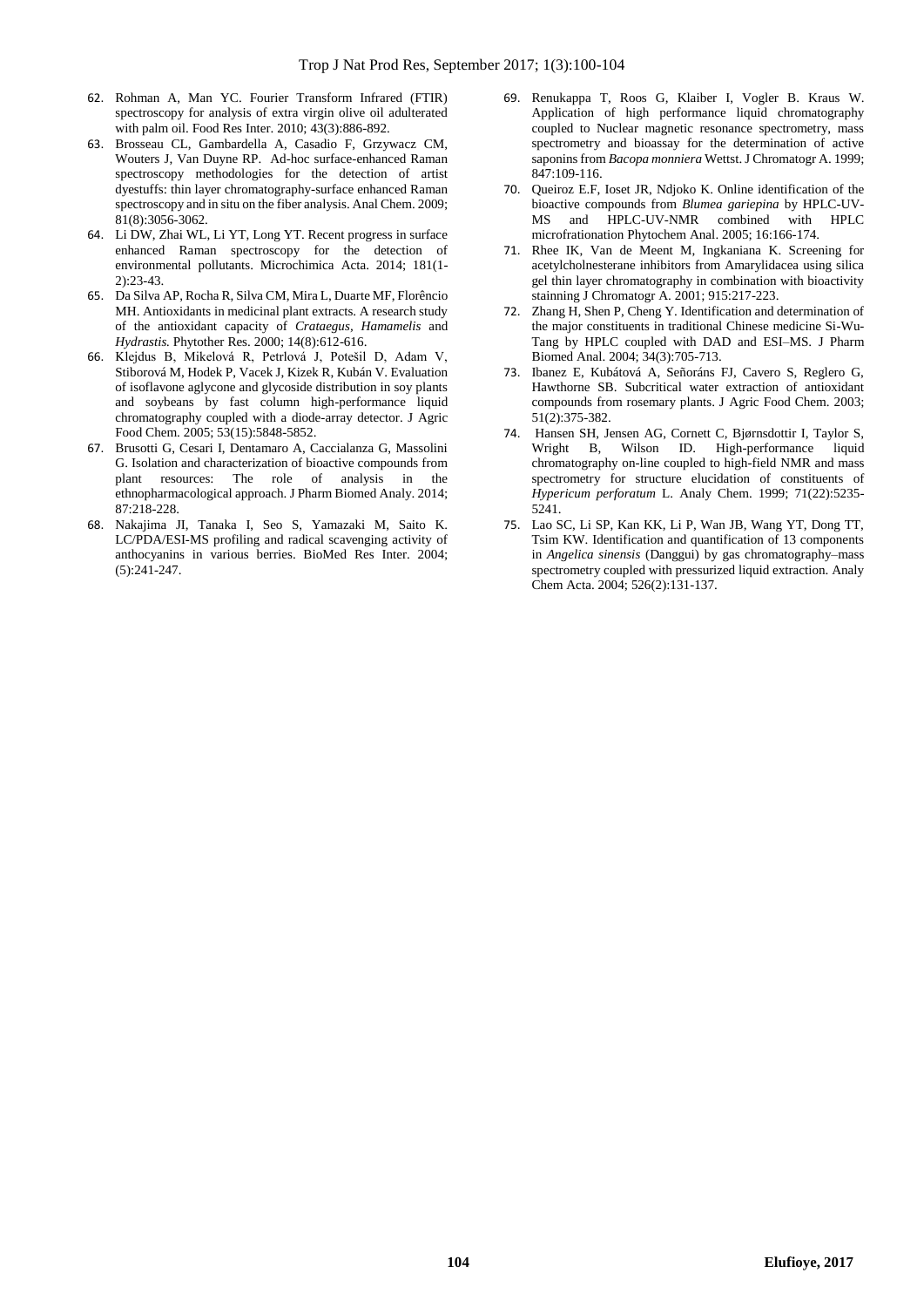62. Rohman A, Man YC. Fourier Transform Infrared (FTIR) spectroscopy for analysis of extra virgin olive oil adulterated with palm oil. Food Res Inter. 2010; 43(3):886-892.
63. Brosseau CL, Gambardella A, Casadio F, Grzywacz CM, Wouters J, Van Duyne RP. Ad-hoc surface-enhanced Raman spectroscopy methodologies for the detection of artist dyestuffs: thin layer chromatography-surface enhanced Raman spectroscopy and in situ on the fiber analysis. Anal Chem. 2009; 81(8):3056-3062.
64. Li DW, Zhai WL, Li YT, Long YT. Recent progress in surface enhanced Raman spectroscopy for the detection of environmental pollutants. Microchimica Acta. 2014; 181(1-2):23-43.
65. Da Silva AP, Rocha R, Silva CM, Mira L, Duarte MF, Florêncio MH. Antioxidants in medicinal plant extracts. A research study of the antioxidant capacity of *Crataegus*, *Hamamelis* and *Hydrastis.* Phytother Res. 2000; 14(8):612-616.
66. Klejdus B, Mikelová R, Petrlová J, Potešil D, Adam V, Stiborová M, Hodek P, Vacek J, Kizek R, Kubán V. Evaluation of isoflavone aglycone and glycoside distribution in soy plants and soybeans by fast column high-performance liquid chromatography coupled with a diode-array detector. J Agric Food Chem. 2005; 53(15):5848-5852.
67. Brusotti G, Cesari I, Dentamaro A, Caccialanza G, Massolini G. Isolation and characterization of bioactive compounds from plant resources: The role of analysis in the ethnopharmacological approach. J Pharm Biomed Analy. 2014; 87:218-228.
68. Nakajima JI, Tanaka I, Seo S, Yamazaki M, Saito K. LC/PDA/ESI-MS profiling and radical scavenging activity of anthocyanins in various berries. BioMed Res Inter. 2004; (5):241-247.
69. Renukappa T, Roos G, Klaiber I, Vogler B. Kraus W. Application of high performance liquid chromatography coupled to Nuclear magnetic resonance spectrometry, mass spectrometry and bioassay for the determination of active saponins from *Bacopa monniera* Wettst. J Chromatogr A. 1999; 847:109-116.
70. Queiroz E.F, Ioset JR, Ndjoko K. Online identification of the bioactive compounds from *Blumea gariepina* by HPLC-UV-MS and HPLC-UV-NMR combined with HPLC microfrationation Phytochem Anal. 2005; 16:166-174.
71. Rhee IK, Van de Meent M, Ingkaniana K. Screening for acetylcholnesterane inhibitors from Amarylidacea using silica gel thin layer chromatography in combination with bioactivity stainning J Chromatogr A. 2001; 915:217-223.
72. Zhang H, Shen P, Cheng Y. Identification and determination of the major constituents in traditional Chinese medicine Si-Wu-Tang by HPLC coupled with DAD and ESI–MS. J Pharm Biomed Anal. 2004; 34(3):705-713.
73. Ibanez E, Kubátová A, Señoráns FJ, Cavero S, Reglero G, Hawthorne SB. Subcritical water extraction of antioxidant compounds from rosemary plants. J Agric Food Chem. 2003; 51(2):375-382.
74. Hansen SH, Jensen AG, Cornett C, Bjørnsdottir I, Taylor S, Wright B, Wilson ID. High-performance liquid chromatography on-line coupled to high-field NMR and mass spectrometry for structure elucidation of constituents of *Hypericum perforatum* L. Analy Chem. 1999; 71(22):5235-5241.
75. Lao SC, Li SP, Kan KK, Li P, Wan JB, Wang YT, Dong TT, Tsim KW. Identification and quantification of 13 components in *Angelica sinensis* (Danggui) by gas chromatography–mass spectrometry coupled with pressurized liquid extraction. Analy Chem Acta. 2004; 526(2):131-137.